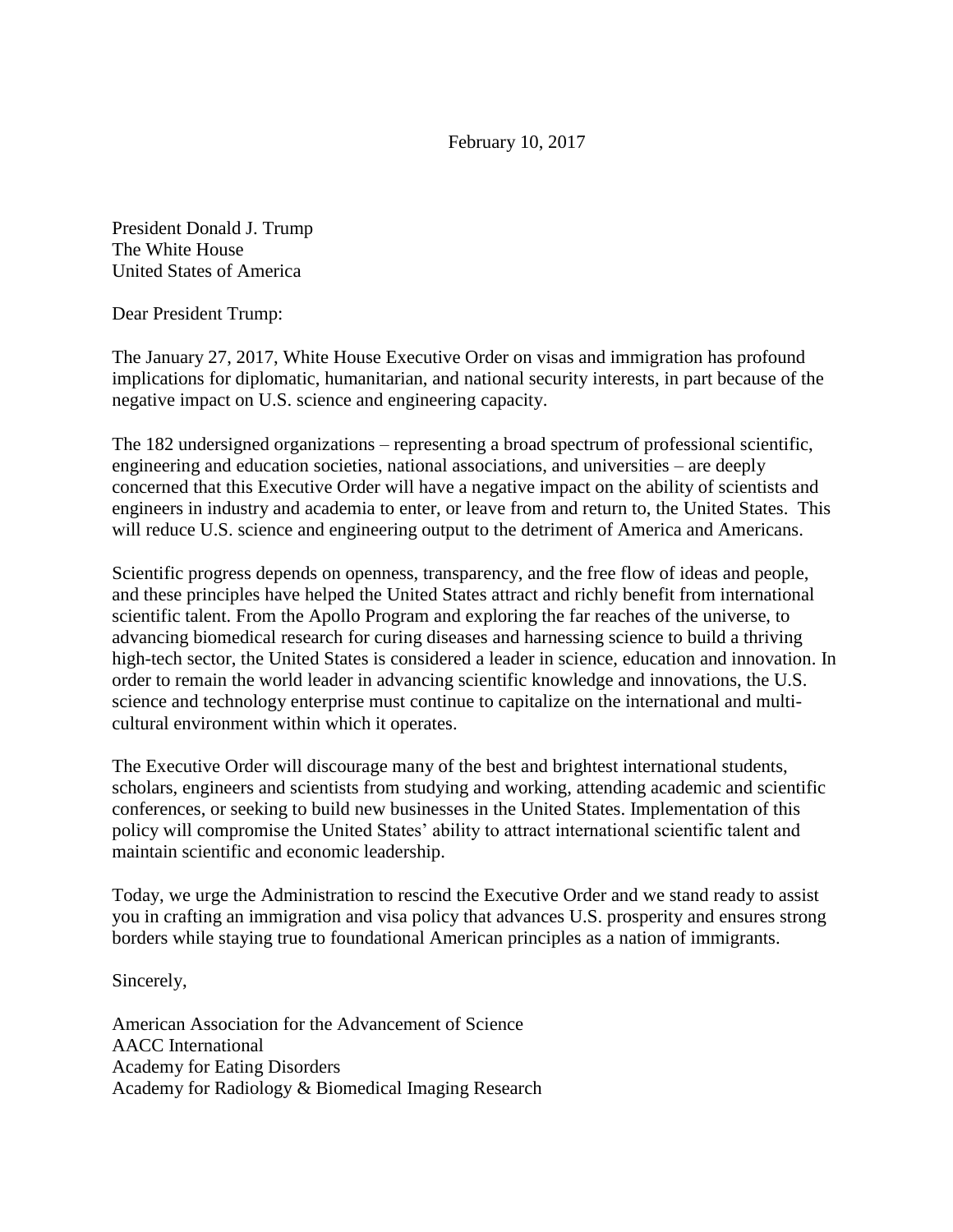February 10, 2017

President Donald J. Trump
The White House
United States of America

Dear President Trump:

The January 27, 2017, White House Executive Order on visas and immigration has profound implications for diplomatic, humanitarian, and national security interests, in part because of the negative impact on U.S. science and engineering capacity.

The 182 undersigned organizations – representing a broad spectrum of professional scientific, engineering and education societies, national associations, and universities – are deeply concerned that this Executive Order will have a negative impact on the ability of scientists and engineers in industry and academia to enter, or leave from and return to, the United States. This will reduce U.S. science and engineering output to the detriment of America and Americans.

Scientific progress depends on openness, transparency, and the free flow of ideas and people, and these principles have helped the United States attract and richly benefit from international scientific talent. From the Apollo Program and exploring the far reaches of the universe, to advancing biomedical research for curing diseases and harnessing science to build a thriving high-tech sector, the United States is considered a leader in science, education and innovation. In order to remain the world leader in advancing scientific knowledge and innovations, the U.S. science and technology enterprise must continue to capitalize on the international and multi-cultural environment within which it operates.

The Executive Order will discourage many of the best and brightest international students, scholars, engineers and scientists from studying and working, attending academic and scientific conferences, or seeking to build new businesses in the United States. Implementation of this policy will compromise the United States' ability to attract international scientific talent and maintain scientific and economic leadership.

Today, we urge the Administration to rescind the Executive Order and we stand ready to assist you in crafting an immigration and visa policy that advances U.S. prosperity and ensures strong borders while staying true to foundational American principles as a nation of immigrants.

Sincerely,

American Association for the Advancement of Science
AACC International
Academy for Eating Disorders
Academy for Radiology & Biomedical Imaging Research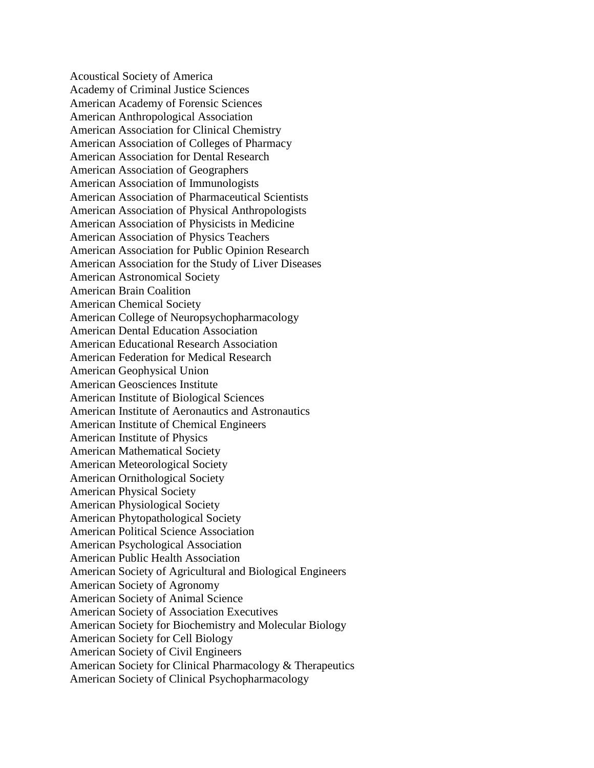Acoustical Society of America
Academy of Criminal Justice Sciences
American Academy of Forensic Sciences
American Anthropological Association
American Association for Clinical Chemistry
American Association of Colleges of Pharmacy
American Association for Dental Research
American Association of Geographers
American Association of Immunologists
American Association of Pharmaceutical Scientists
American Association of Physical Anthropologists
American Association of Physicists in Medicine
American Association of Physics Teachers
American Association for Public Opinion Research
American Association for the Study of Liver Diseases
American Astronomical Society
American Brain Coalition
American Chemical Society
American College of Neuropsychopharmacology
American Dental Education Association
American Educational Research Association
American Federation for Medical Research
American Geophysical Union
American Geosciences Institute
American Institute of Biological Sciences
American Institute of Aeronautics and Astronautics
American Institute of Chemical Engineers
American Institute of Physics
American Mathematical Society
American Meteorological Society
American Ornithological Society
American Physical Society
American Physiological Society
American Phytopathological Society
American Political Science Association
American Psychological Association
American Public Health Association
American Society of Agricultural and Biological Engineers
American Society of Agronomy
American Society of Animal Science
American Society of Association Executives
American Society for Biochemistry and Molecular Biology
American Society for Cell Biology
American Society of Civil Engineers
American Society for Clinical Pharmacology & Therapeutics
American Society of Clinical Psychopharmacology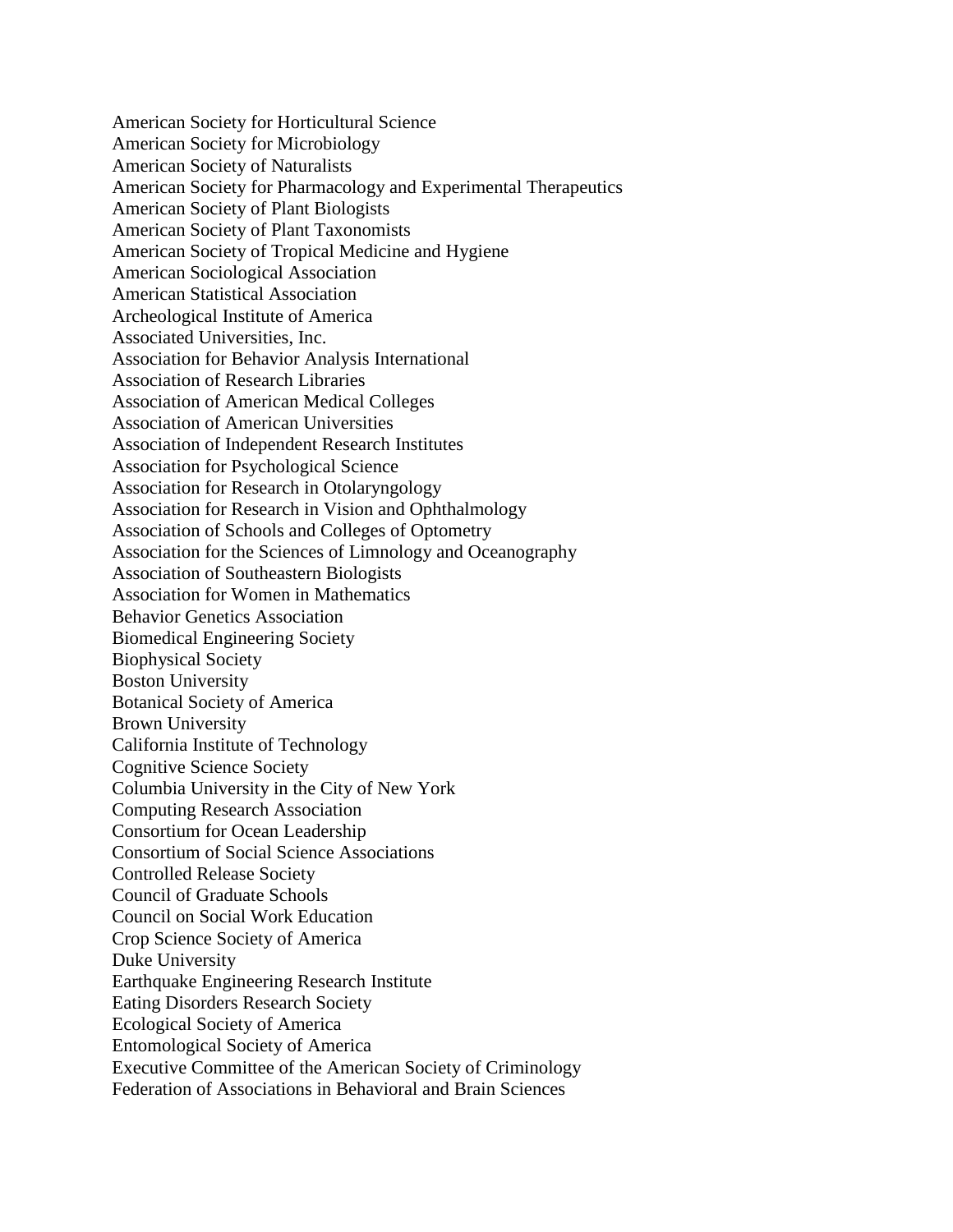American Society for Horticultural Science
American Society for Microbiology
American Society of Naturalists
American Society for Pharmacology and Experimental Therapeutics
American Society of Plant Biologists
American Society of Plant Taxonomists
American Society of Tropical Medicine and Hygiene
American Sociological Association
American Statistical Association
Archeological Institute of America
Associated Universities, Inc.
Association for Behavior Analysis International
Association of Research Libraries
Association of American Medical Colleges
Association of American Universities
Association of Independent Research Institutes
Association for Psychological Science
Association for Research in Otolaryngology
Association for Research in Vision and Ophthalmology
Association of Schools and Colleges of Optometry
Association for the Sciences of Limnology and Oceanography
Association of Southeastern Biologists
Association for Women in Mathematics
Behavior Genetics Association
Biomedical Engineering Society
Biophysical Society
Boston University
Botanical Society of America
Brown University
California Institute of Technology
Cognitive Science Society
Columbia University in the City of New York
Computing Research Association
Consortium for Ocean Leadership
Consortium of Social Science Associations
Controlled Release Society
Council of Graduate Schools
Council on Social Work Education
Crop Science Society of America
Duke University
Earthquake Engineering Research Institute
Eating Disorders Research Society
Ecological Society of America
Entomological Society of America
Executive Committee of the American Society of Criminology
Federation of Associations in Behavioral and Brain Sciences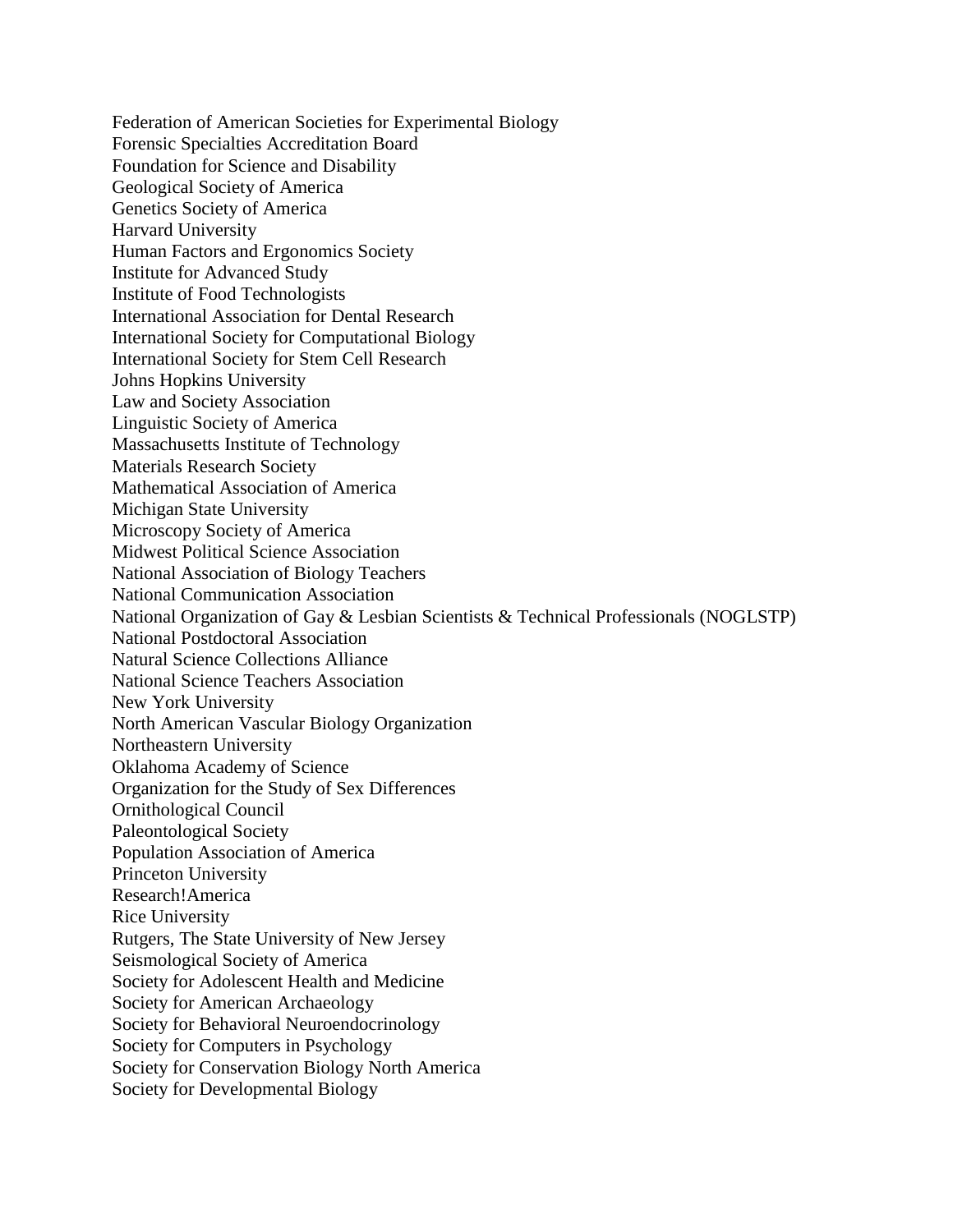Federation of American Societies for Experimental Biology
Forensic Specialties Accreditation Board
Foundation for Science and Disability
Geological Society of America
Genetics Society of America
Harvard University
Human Factors and Ergonomics Society
Institute for Advanced Study
Institute of Food Technologists
International Association for Dental Research
International Society for Computational Biology
International Society for Stem Cell Research
Johns Hopkins University
Law and Society Association
Linguistic Society of America
Massachusetts Institute of Technology
Materials Research Society
Mathematical Association of America
Michigan State University
Microscopy Society of America
Midwest Political Science Association
National Association of Biology Teachers
National Communication Association
National Organization of Gay & Lesbian Scientists & Technical Professionals (NOGLSTP)
National Postdoctoral Association
Natural Science Collections Alliance
National Science Teachers Association
New York University
North American Vascular Biology Organization
Northeastern University
Oklahoma Academy of Science
Organization for the Study of Sex Differences
Ornithological Council
Paleontological Society
Population Association of America
Princeton University
Research!America
Rice University
Rutgers, The State University of New Jersey
Seismological Society of America
Society for Adolescent Health and Medicine
Society for American Archaeology
Society for Behavioral Neuroendocrinology
Society for Computers in Psychology
Society for Conservation Biology North America
Society for Developmental Biology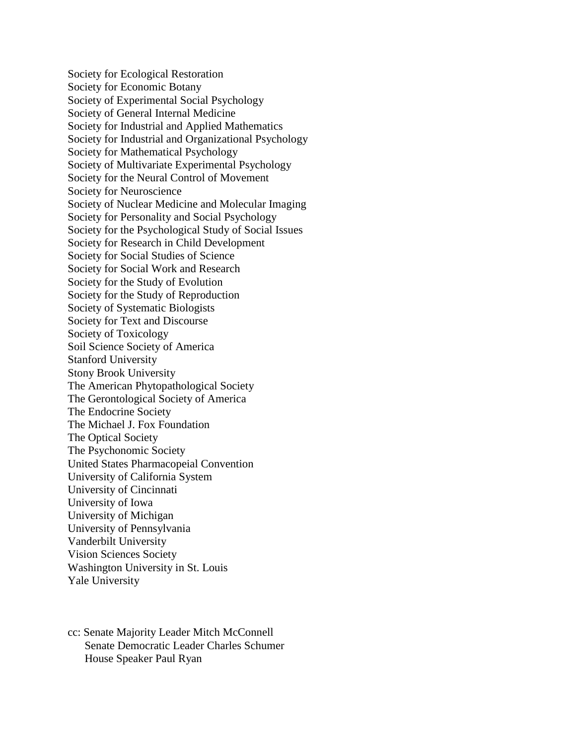Society for Ecological Restoration
Society for Economic Botany
Society of Experimental Social Psychology
Society of General Internal Medicine
Society for Industrial and Applied Mathematics
Society for Industrial and Organizational Psychology
Society for Mathematical Psychology
Society of Multivariate Experimental Psychology
Society for the Neural Control of Movement
Society for Neuroscience
Society of Nuclear Medicine and Molecular Imaging
Society for Personality and Social Psychology
Society for the Psychological Study of Social Issues
Society for Research in Child Development
Society for Social Studies of Science
Society for Social Work and Research
Society for the Study of Evolution
Society for the Study of Reproduction
Society of Systematic Biologists
Society for Text and Discourse
Society of Toxicology
Soil Science Society of America
Stanford University
Stony Brook University
The American Phytopathological Society
The Gerontological Society of America
The Endocrine Society
The Michael J. Fox Foundation
The Optical Society
The Psychonomic Society
United States Pharmacopeial Convention
University of California System
University of Cincinnati
University of Iowa
University of Michigan
University of Pennsylvania
Vanderbilt University
Vision Sciences Society
Washington University in St. Louis
Yale University

cc: Senate Majority Leader Mitch McConnell
Senate Democratic Leader Charles Schumer
House Speaker Paul Ryan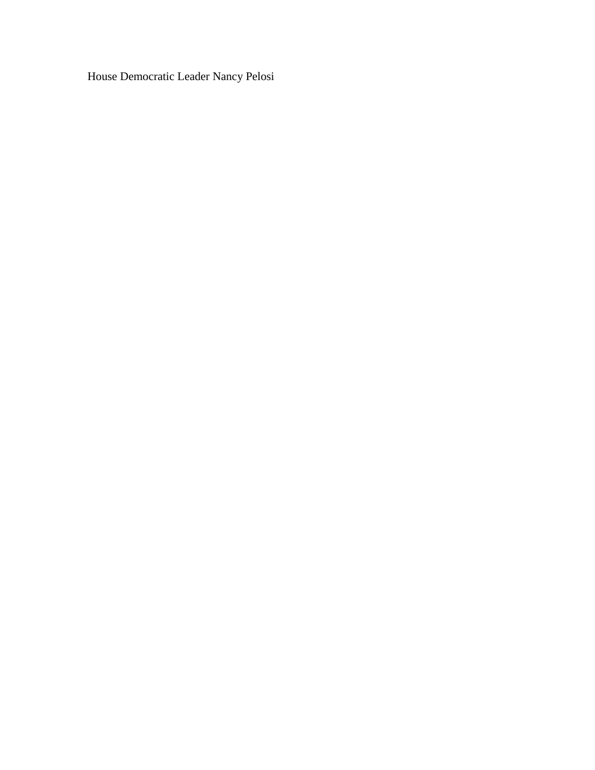House Democratic Leader Nancy Pelosi